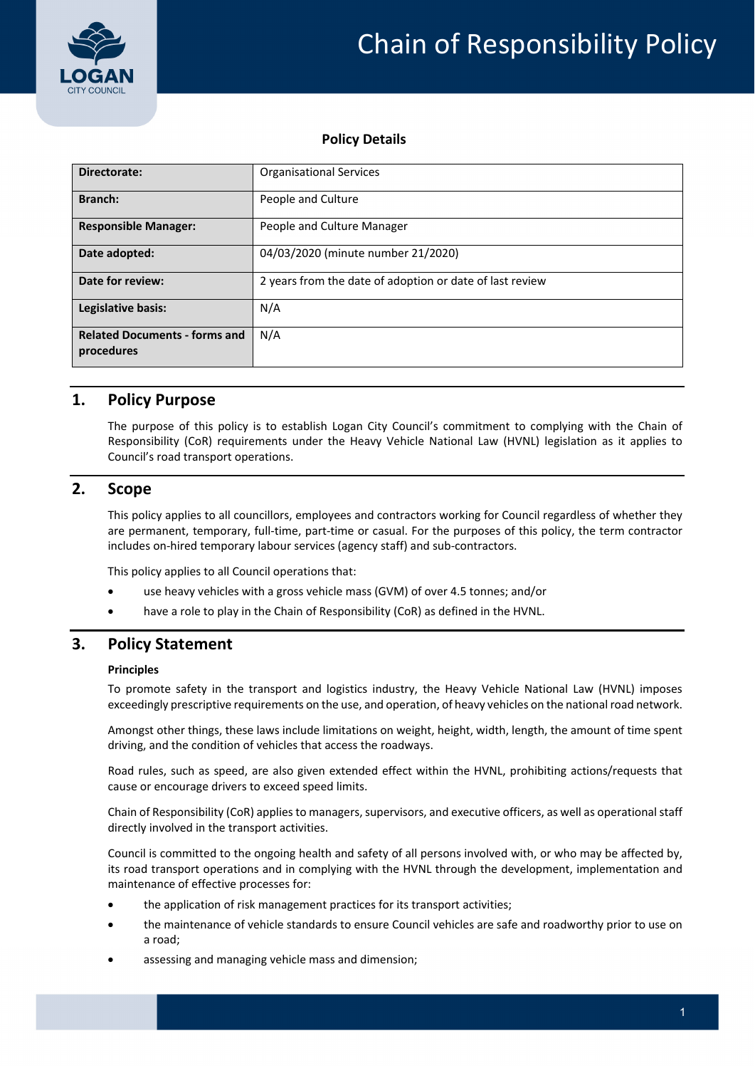# Chain of Responsibility Policy

**Policy Details**

| | |
|---|---|
| **Directorate:** | Organisational Services |
| **Branch:** | People and Culture |
| **Responsible Manager:** | People and Culture Manager |
| **Date adopted:** | 04/03/2020 (minute number 21/2020) |
| **Date for review:** | 2 years from the date of adoption or date of last review |
| **Legislative basis:** | N/A |
| **Related Documents - forms and procedures** | N/A |

## 1. Policy Purpose

The purpose of this policy is to establish Logan City Council's commitment to complying with the Chain of Responsibility (CoR) requirements under the Heavy Vehicle National Law (HVNL) legislation as it applies to Council's road transport operations.

## 2. Scope

This policy applies to all councillors, employees and contractors working for Council regardless of whether they are permanent, temporary, full-time, part-time or casual. For the purposes of this policy, the term contractor includes on-hired temporary labour services (agency staff) and sub-contractors.

This policy applies to all Council operations that:

- use heavy vehicles with a gross vehicle mass (GVM) of over 4.5 tonnes; and/or
- have a role to play in the Chain of Responsibility (CoR) as defined in the HVNL.

## 3. Policy Statement

**Principles**

To promote safety in the transport and logistics industry, the Heavy Vehicle National Law (HVNL) imposes exceedingly prescriptive requirements on the use, and operation, of heavy vehicles on the national road network.

Amongst other things, these laws include limitations on weight, height, width, length, the amount of time spent driving, and the condition of vehicles that access the roadways.

Road rules, such as speed, are also given extended effect within the HVNL, prohibiting actions/requests that cause or encourage drivers to exceed speed limits.

Chain of Responsibility (CoR) applies to managers, supervisors, and executive officers, as well as operational staff directly involved in the transport activities.

Council is committed to the ongoing health and safety of all persons involved with, or who may be affected by, its road transport operations and in complying with the HVNL through the development, implementation and maintenance of effective processes for:

- the application of risk management practices for its transport activities;
- the maintenance of vehicle standards to ensure Council vehicles are safe and roadworthy prior to use on a road;
- assessing and managing vehicle mass and dimension;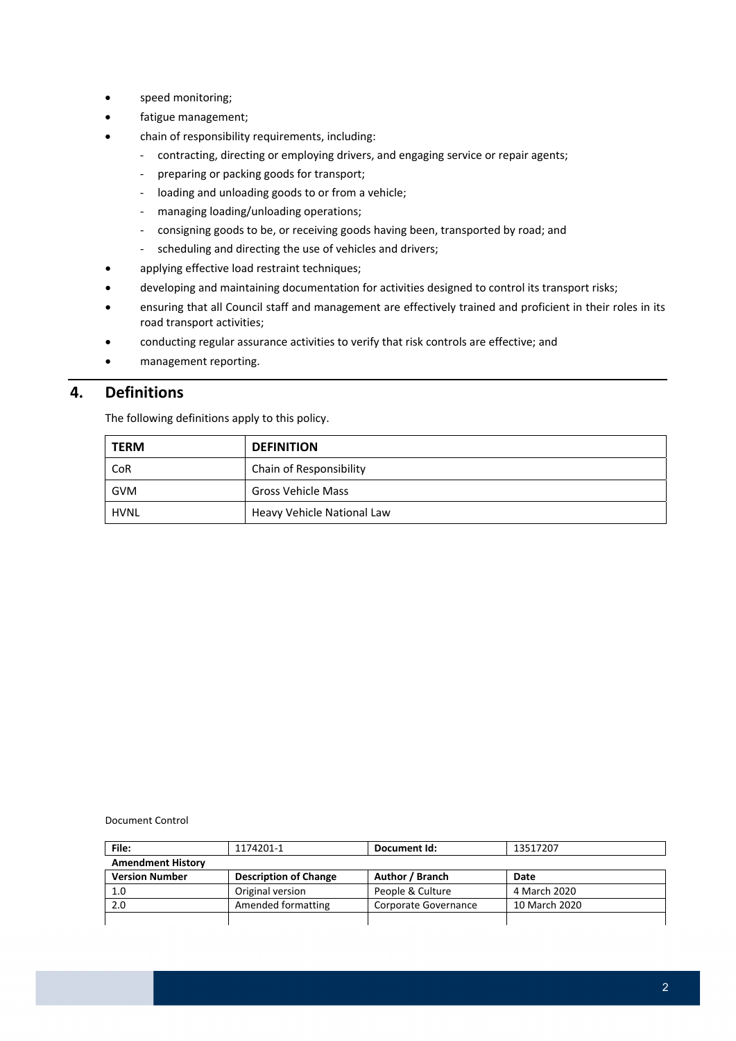- speed monitoring;
- fatigue management;
- chain of responsibility requirements, including:
  - contracting, directing or employing drivers, and engaging service or repair agents;
  - preparing or packing goods for transport;
  - loading and unloading goods to or from a vehicle;
  - managing loading/unloading operations;
  - consigning goods to be, or receiving goods having been, transported by road; and
  - scheduling and directing the use of vehicles and drivers;
- applying effective load restraint techniques;
- developing and maintaining documentation for activities designed to control its transport risks;
- ensuring that all Council staff and management are effectively trained and proficient in their roles in its road transport activities;
- conducting regular assurance activities to verify that risk controls are effective; and
- management reporting.

## 4. Definitions

The following definitions apply to this policy.

| TERM | DEFINITION |
|---|---|
| CoR | Chain of Responsibility |
| GVM | Gross Vehicle Mass |
| HVNL | Heavy Vehicle National Law |

Document Control

| File: | 1174201-1 | Document Id: | 13517207 |
|---|---|---|---|
| **Amendment History** | | | |
| **Version Number** | **Description of Change** | **Author / Branch** | **Date** |
| 1.0 | Original version | People & Culture | 4 March 2020 |
| 2.0 | Amended formatting | Corporate Governance | 10 March 2020 |
| | | | |